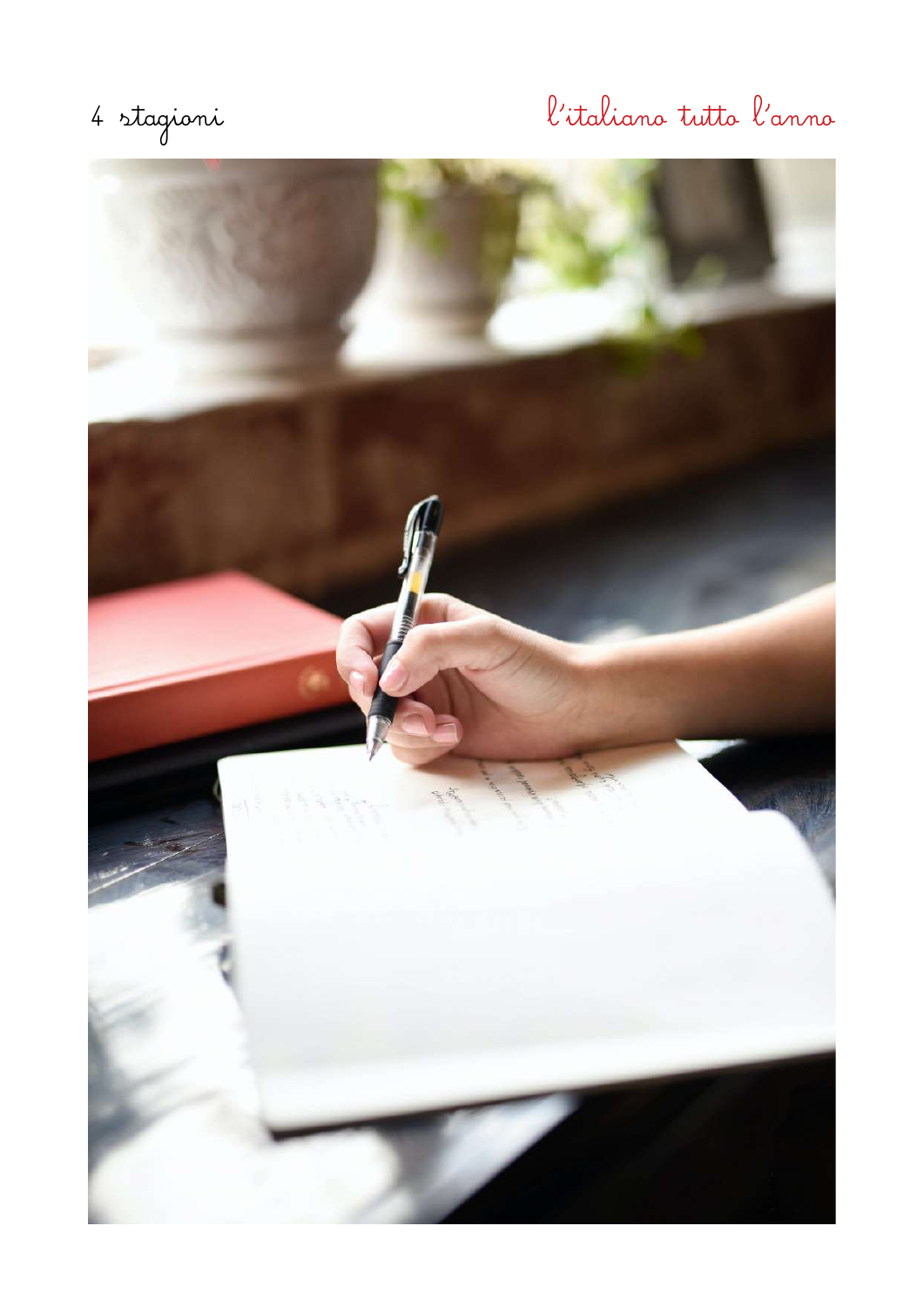4 stagioni

l'italiano tutto l'anno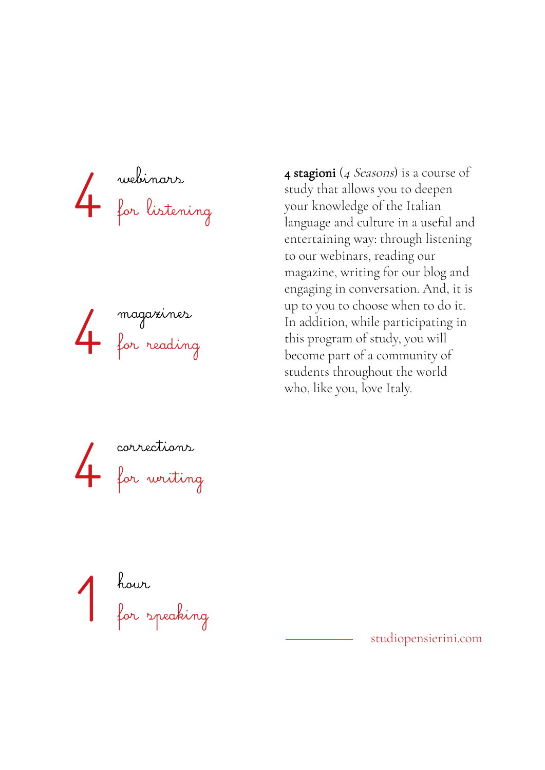4 webinars
for listening

4 magazines
for reading

4 corrections
for writing

1 hour
for speaking

**4 stagioni** (*4 Seasons*) is a course of study that allows you to deepen your knowledge of the Italian language and culture in a useful and entertaining way: through listening to our webinars, reading our magazine, writing for our blog and engaging in conversation. And, it is up to you to choose when to do it. In addition, while participating in this program of study, you will become part of a community of students throughout the world who, like you, love Italy.

studiopensierini.com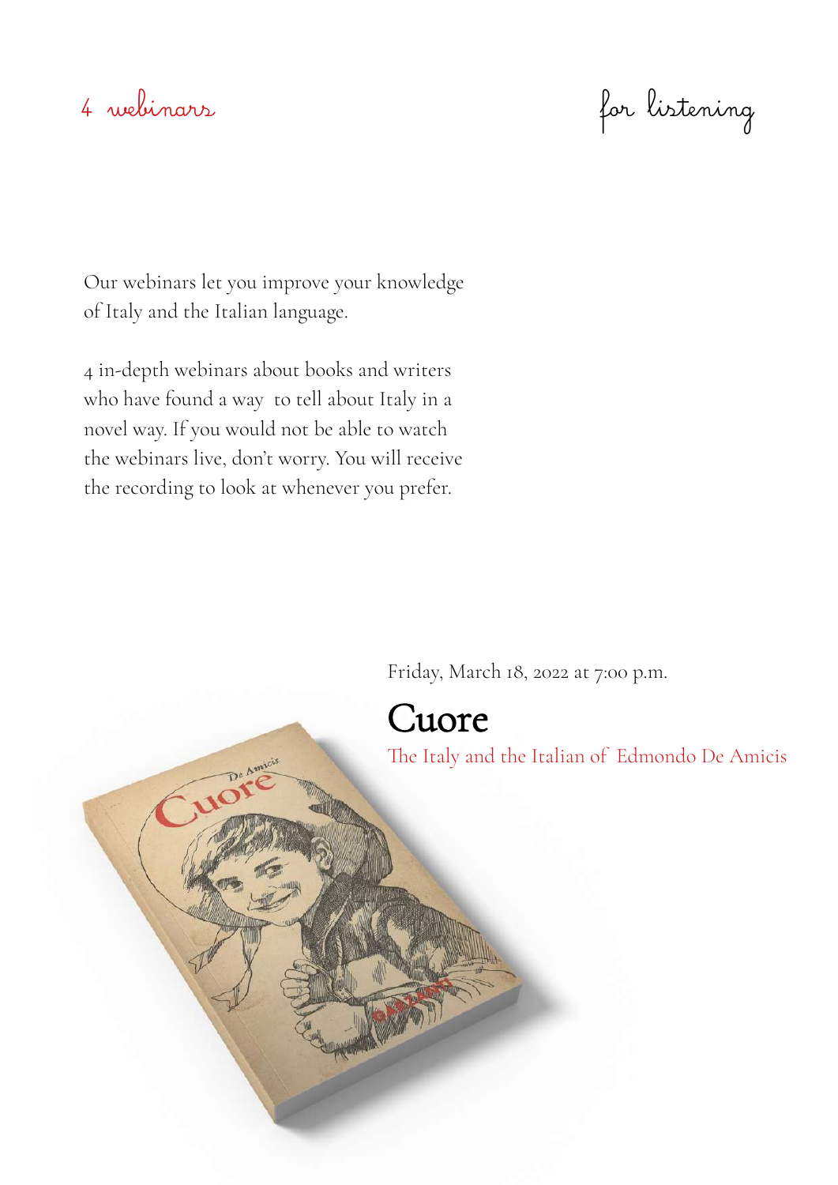4 webinars for listening

Our webinars let you improve your knowledge of Italy and the Italian language.

4 in-depth webinars about books and writers who have found a way to tell about Italy in a novel way. If you would not be able to watch the webinars live, don't worry. You will receive the recording to look at whenever you prefer.

Friday, March 18, 2022 at 7:00 p.m.

# Cuore

The Italy and the Italian of Edmondo De Amicis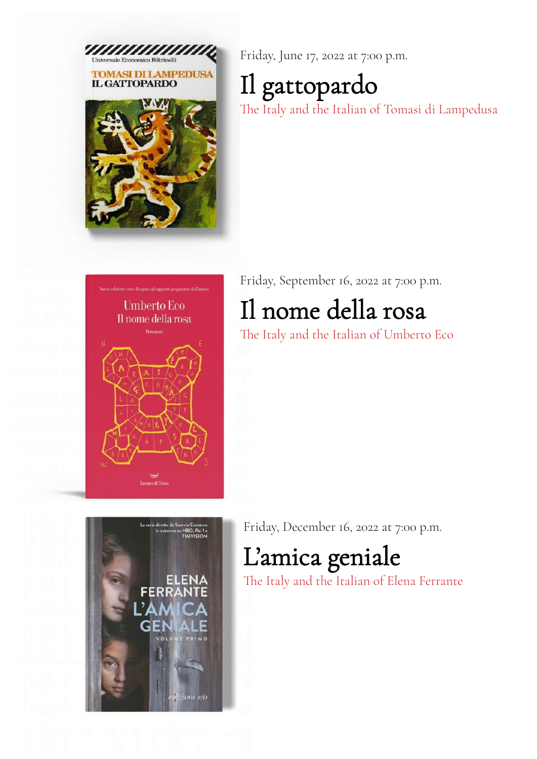Friday, June 17, 2022 at 7:00 p.m.

# Il gattopardo

The Italy and the Italian of Tomasi di Lampedusa

Friday, September 16, 2022 at 7:00 p.m.

# Il nome della rosa

The Italy and the Italian of Umberto Eco

Friday, December 16, 2022 at 7:00 p.m.

# L'amica geniale

The Italy and the Italian of Elena Ferrante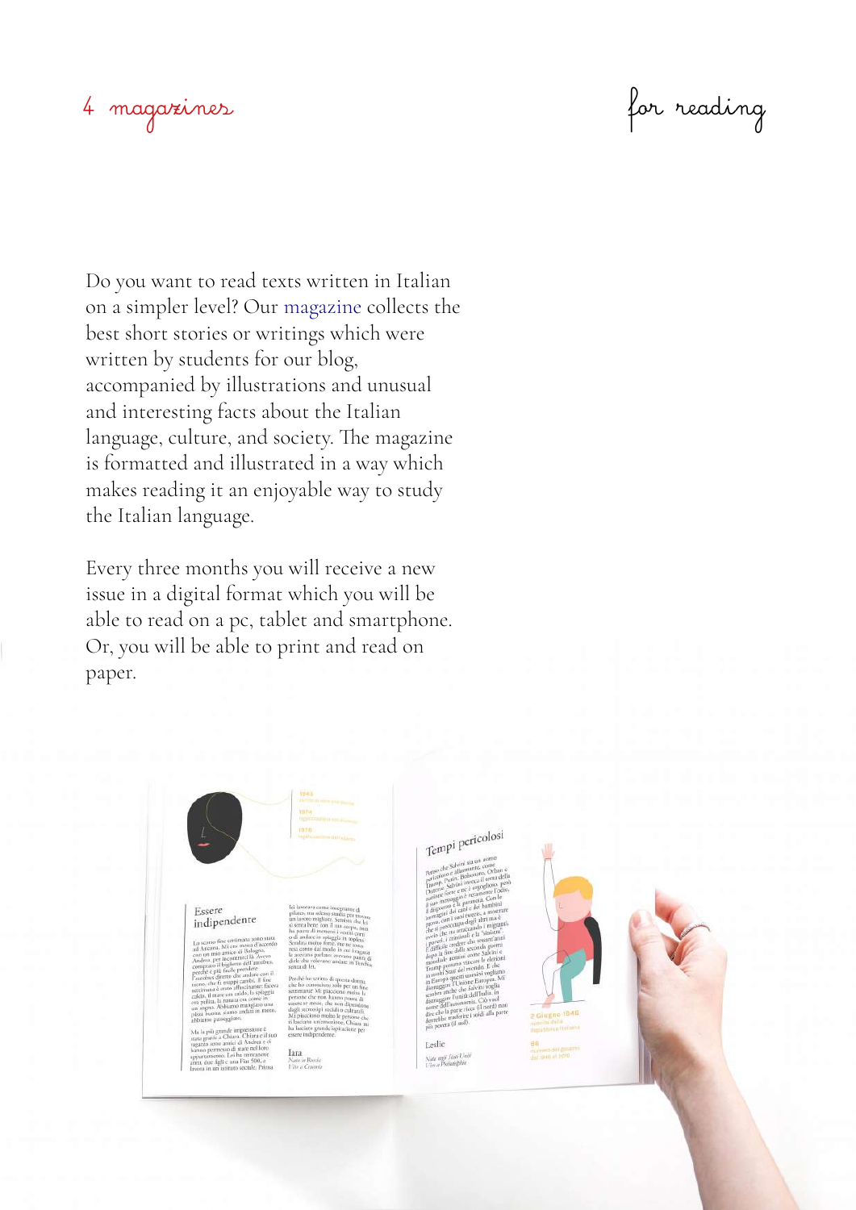# 4 magazines

for reading

Do you want to read texts written in Italian on a simpler level? Our magazine collects the best short stories or writings which were written by students for our blog, accompanied by illustrations and unusual and interesting facts about the Italian language, culture, and society. The magazine is formatted and illustrated in a way which makes reading it an enjoyable way to study the Italian language.

Every three months you will receive a new issue in a digital format which you will be able to read on a pc, tablet and smartphone. Or, you will be able to print and read on paper.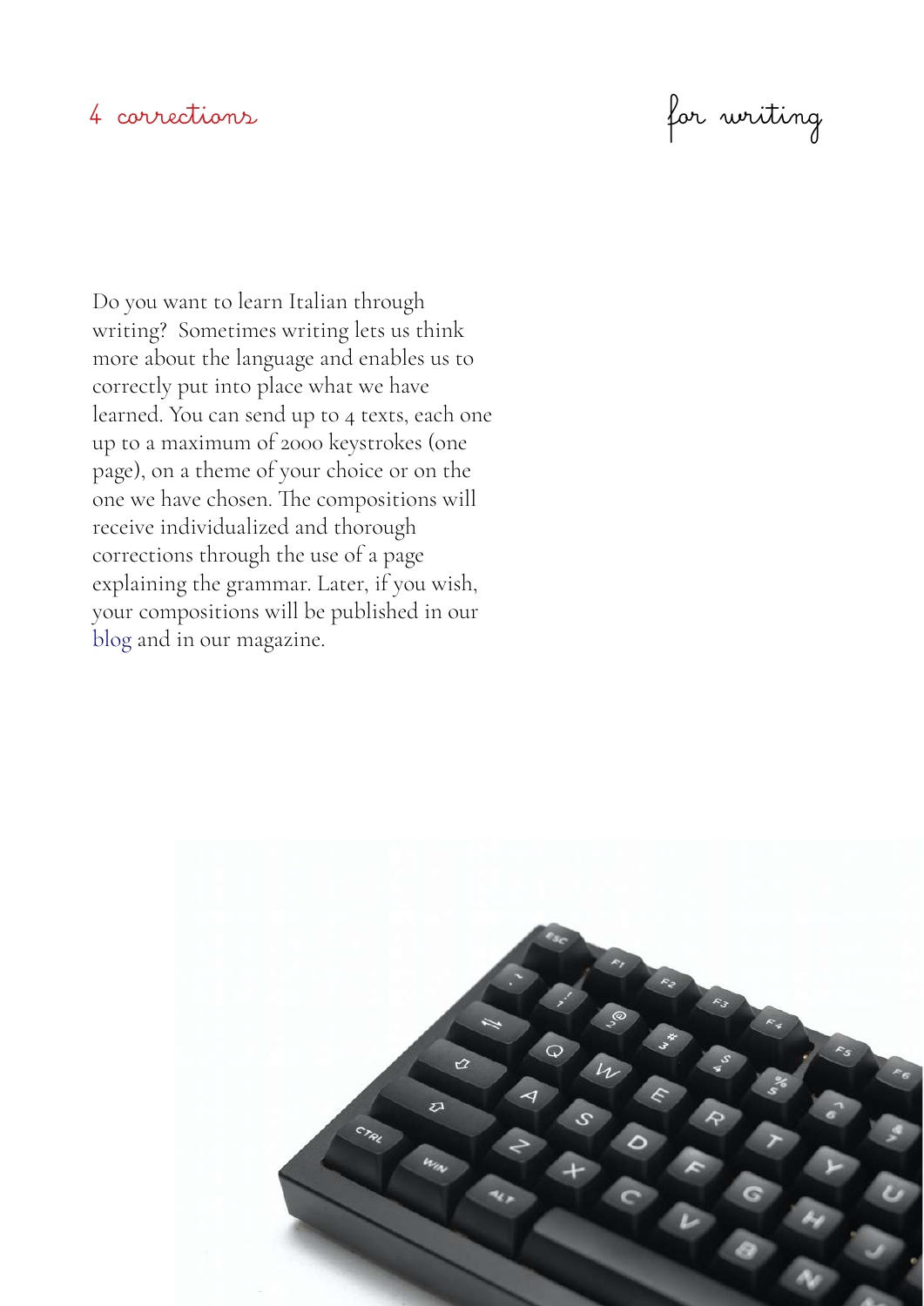# 4 corrections

## for writing

Do you want to learn Italian through writing? Sometimes writing lets us think more about the language and enables us to correctly put into place what we have learned. You can send up to 4 texts, each one up to a maximum of 2000 keystrokes (one page), on a theme of your choice or on the one we have chosen. The compositions will receive individualized and thorough corrections through the use of a page explaining the grammar. Later, if you wish, your compositions will be published in our blog and in our magazine.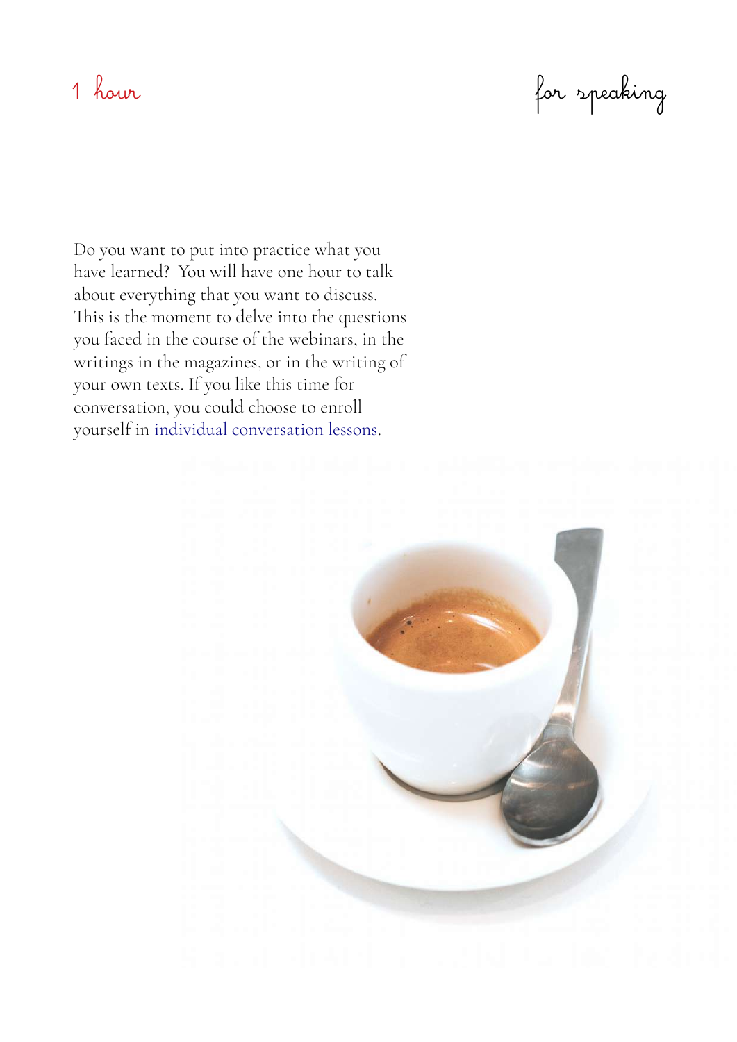# 1 hour for speaking

Do you want to put into practice what you have learned? You will have one hour to talk about everything that you want to discuss. This is the moment to delve into the questions you faced in the course of the webinars, in the writings in the magazines, or in the writing of your own texts. If you like this time for conversation, you could choose to enroll yourself in individual conversation lessons.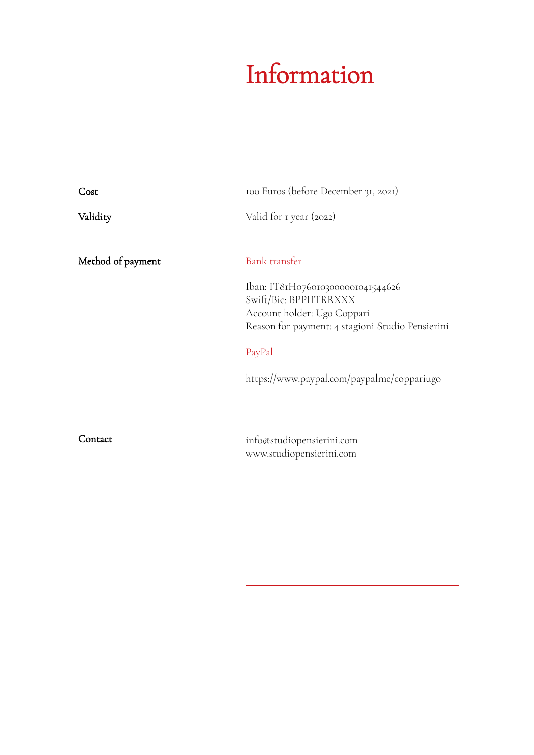# Information

| | |
|---|---|
| **Cost** | 100 Euros (before December 31, 2021) |
| **Validity** | Valid for 1 year (2022) |
| **Method of payment** | Bank transfer<br><br>Iban: IT81H0760103000001041544626<br>Swift/Bic: BPPIITRRXXX<br>Account holder: Ugo Coppari<br>Reason for payment: 4 stagioni Studio Pensierini<br><br>PayPal<br><br>https://www.paypal.com/paypalme/coppariugo |
| **Contact** | info@studiopensierini.com<br>www.studiopensierini.com |